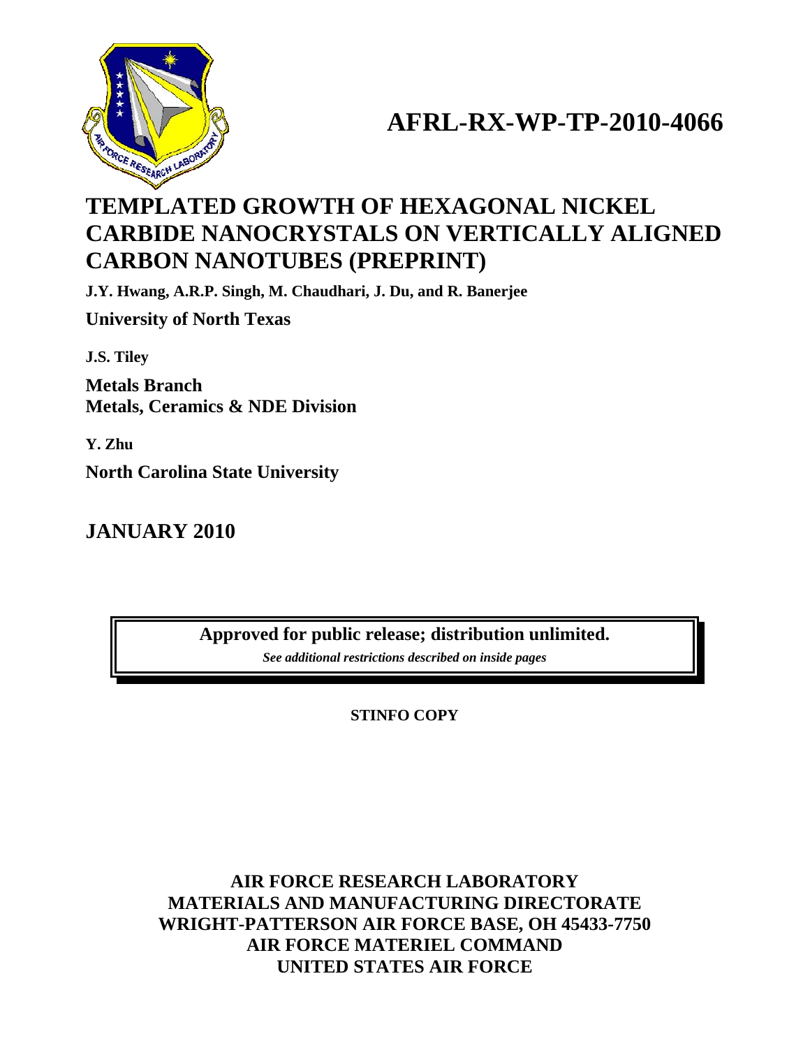# AFRL-RX-WP-TP-2010-4066

# TEMPLATED GROWTH OF HEXAGONAL NICKEL CARBIDE NANOCRYSTALS ON VERTICALLY ALIGNED CARBON NANOTUBES (PREPRINT)

**J.Y. Hwang, A.R.P. Singh, M. Chaudhari, J. Du, and R. Banerjee**

**University of North Texas**

**J.S. Tiley**

**Metals Branch**
**Metals, Ceramics & NDE Division**

**Y. Zhu**

**North Carolina State University**

## JANUARY 2010

**Approved for public release; distribution unlimited.**

*See additional restrictions described on inside pages*

**STINFO COPY**

**AIR FORCE RESEARCH LABORATORY**
**MATERIALS AND MANUFACTURING DIRECTORATE**
**WRIGHT-PATTERSON AIR FORCE BASE, OH 45433-7750**
**AIR FORCE MATERIEL COMMAND**
**UNITED STATES AIR FORCE**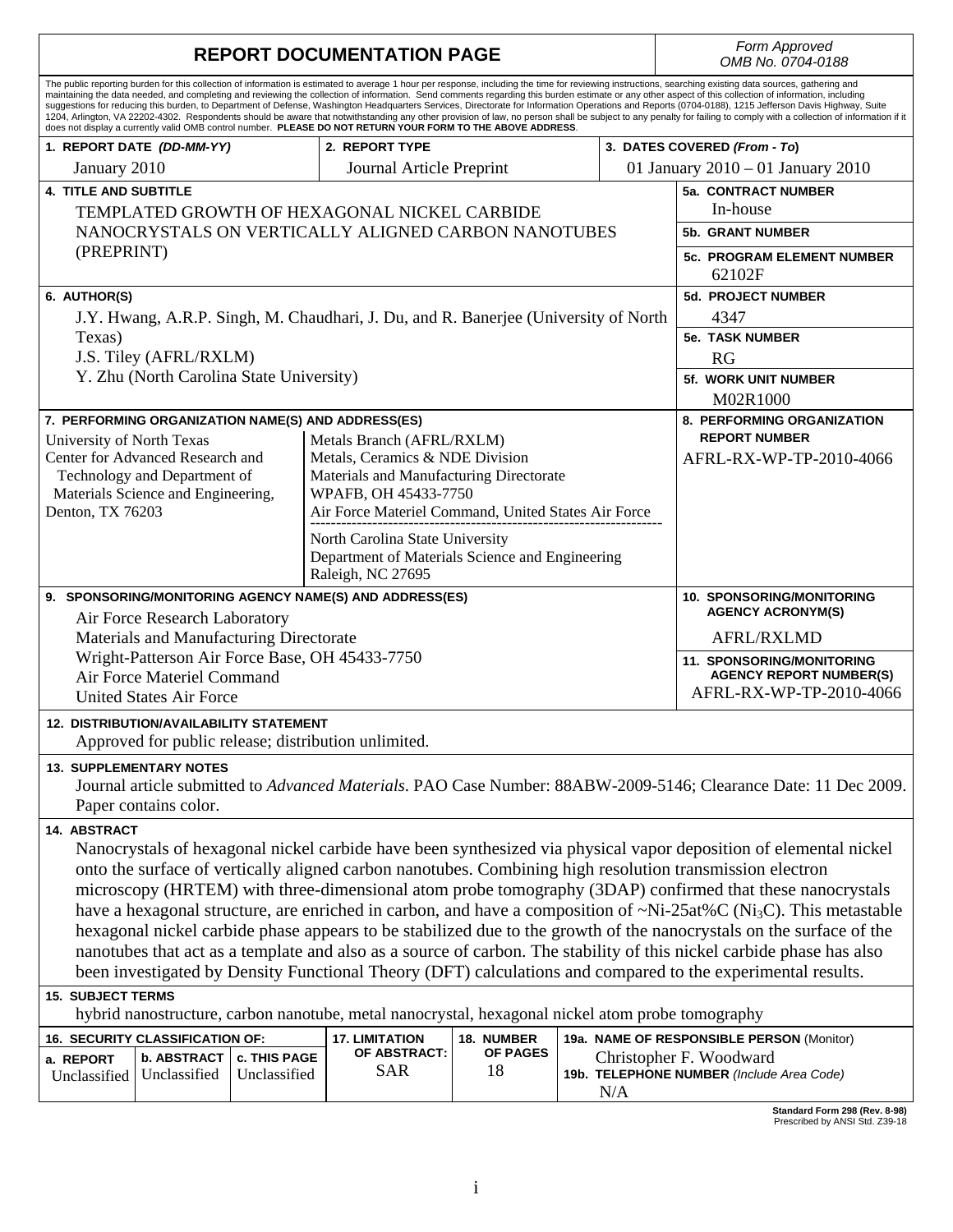# REPORT DOCUMENTATION PAGE

*Form Approved OMB No. 0704-0188*

The public reporting burden for this collection of information is estimated to average 1 hour per response, including the time for reviewing instructions, searching existing data sources, gathering and maintaining the data needed, and completing and reviewing the collection of information. Send comments regarding this burden estimate or any other aspect of this collection of information, including suggestions for reducing this burden, to Department of Defense, Washington Headquarters Services, Directorate for Information Operations and Reports (0704-0188), 1215 Jefferson Davis Highway, Suite 1204, Arlington, VA 22202-4302. Respondents should be aware that notwithstanding any other provision of law, no person shall be subject to any penalty for failing to comply with a collection of information if it does not display a currently valid OMB control number. **PLEASE DO NOT RETURN YOUR FORM TO THE ABOVE ADDRESS**.

| 1. REPORT DATE *(DD-MM-YY)* | 2. REPORT TYPE | 3. DATES COVERED *(From - To)* |
|---|---|---|
| January 2010 | Journal Article Preprint | 01 January 2010 – 01 January 2010 |

**4. TITLE AND SUBTITLE**
TEMPLATED GROWTH OF HEXAGONAL NICKEL CARBIDE NANOCRYSTALS ON VERTICALLY ALIGNED CARBON NANOTUBES (PREPRINT)

**5a. CONTRACT NUMBER** In-house
**5b. GRANT NUMBER**
**5c. PROGRAM ELEMENT NUMBER** 62102F

**6. AUTHOR(S)**
J.Y. Hwang, A.R.P. Singh, M. Chaudhari, J. Du, and R. Banerjee (University of North Texas)
J.S. Tiley (AFRL/RXLM)
Y. Zhu (North Carolina State University)

**5d. PROJECT NUMBER** 4347
**5e. TASK NUMBER** RG
**5f. WORK UNIT NUMBER** M02R1000

**7. PERFORMING ORGANIZATION NAME(S) AND ADDRESS(ES)**
University of North Texas
Center for Advanced Research and Technology and Department of Materials Science and Engineering,
Denton, TX 76203

Metals Branch (AFRL/RXLM)
Metals, Ceramics & NDE Division
Materials and Manufacturing Directorate
WPAFB, OH 45433-7750
Air Force Materiel Command, United States Air Force

North Carolina State University
Department of Materials Science and Engineering
Raleigh, NC 27695

**8. PERFORMING ORGANIZATION REPORT NUMBER** AFRL-RX-WP-TP-2010-4066

**9. SPONSORING/MONITORING AGENCY NAME(S) AND ADDRESS(ES)**
Air Force Research Laboratory
Materials and Manufacturing Directorate
Wright-Patterson Air Force Base, OH 45433-7750
Air Force Materiel Command
United States Air Force

**10. SPONSORING/MONITORING AGENCY ACRONYM(S)** AFRL/RXLMD

**11. SPONSORING/MONITORING AGENCY REPORT NUMBER(S)** AFRL-RX-WP-TP-2010-4066

**12. DISTRIBUTION/AVAILABILITY STATEMENT**
Approved for public release; distribution unlimited.

**13. SUPPLEMENTARY NOTES**
Journal article submitted to *Advanced Materials*. PAO Case Number: 88ABW-2009-5146; Clearance Date: 11 Dec 2009. Paper contains color.

**14. ABSTRACT**
Nanocrystals of hexagonal nickel carbide have been synthesized via physical vapor deposition of elemental nickel onto the surface of vertically aligned carbon nanotubes. Combining high resolution transmission electron microscopy (HRTEM) with three-dimensional atom probe tomography (3DAP) confirmed that these nanocrystals have a hexagonal structure, are enriched in carbon, and have a composition of ~Ni-25at%C ($Ni_3C$). This metastable hexagonal nickel carbide phase appears to be stabilized due to the growth of the nanocrystals on the surface of the nanotubes that act as a template and also as a source of carbon. The stability of this nickel carbide phase has also been investigated by Density Functional Theory (DFT) calculations and compared to the experimental results.

**15. SUBJECT TERMS**
hybrid nanostructure, carbon nanotube, metal nanocrystal, hexagonal nickel atom probe tomography

| 16. SECURITY CLASSIFICATION OF: | | | 17. LIMITATION OF ABSTRACT: | 18. NUMBER OF PAGES | 19a. NAME OF RESPONSIBLE PERSON (Monitor) |
|---|---|---|---|---|---|
| a. REPORT | b. ABSTRACT | c. THIS PAGE | | | Christopher F. Woodward |
| Unclassified | Unclassified | Unclassified | SAR | 18 | 19b. TELEPHONE NUMBER *(Include Area Code)* N/A |

Standard Form 298 (Rev. 8-98)
Prescribed by ANSI Std. Z39-18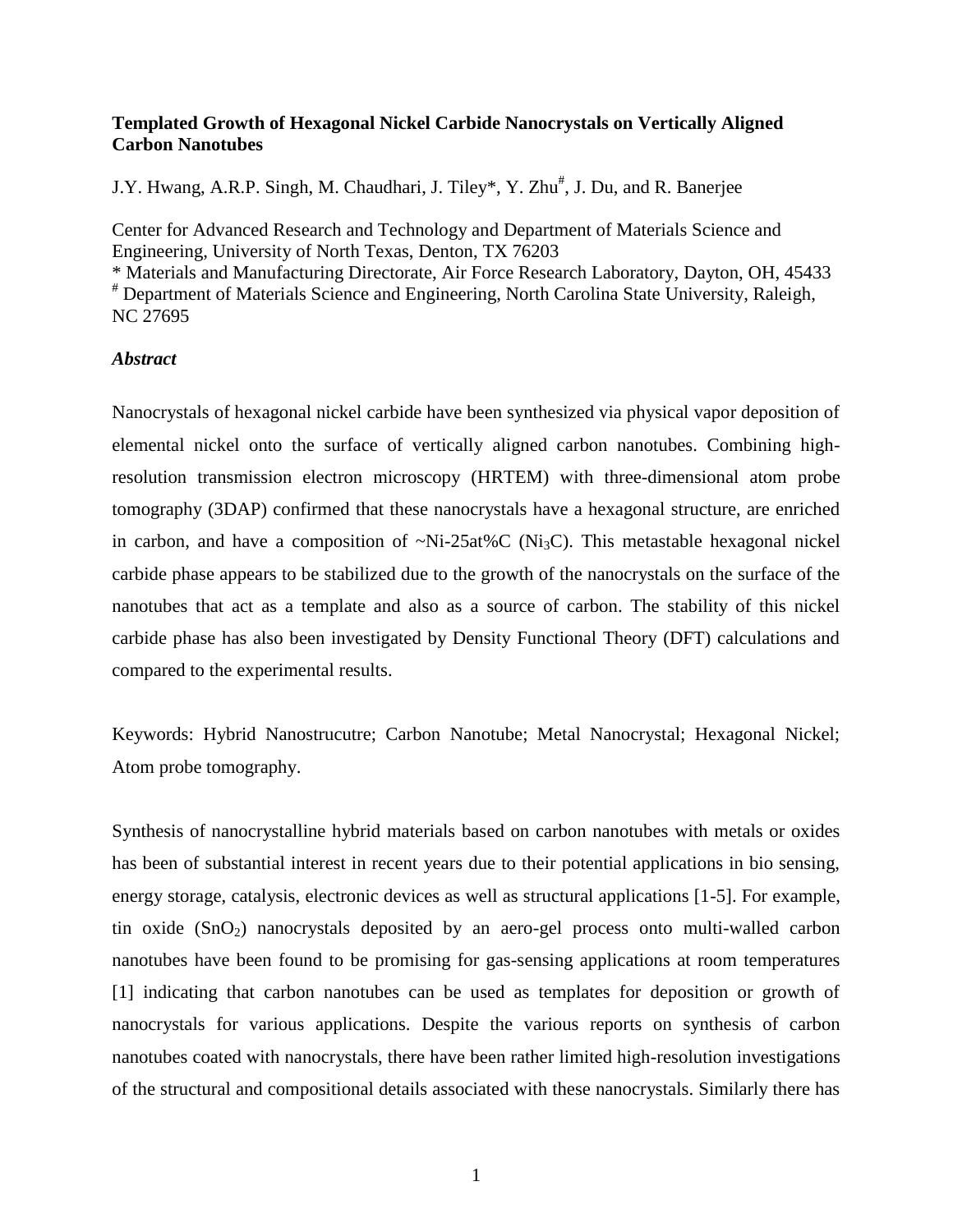**Templated Growth of Hexagonal Nickel Carbide Nanocrystals on Vertically Aligned Carbon Nanotubes**

J.Y. Hwang, A.R.P. Singh, M. Chaudhari, J. Tiley*, Y. Zhu[#], J. Du, and R. Banerjee

Center for Advanced Research and Technology and Department of Materials Science and Engineering, University of North Texas, Denton, TX 76203
* Materials and Manufacturing Directorate, Air Force Research Laboratory, Dayton, OH, 45433
[#] Department of Materials Science and Engineering, North Carolina State University, Raleigh, NC 27695

***Abstract***

Nanocrystals of hexagonal nickel carbide have been synthesized via physical vapor deposition of elemental nickel onto the surface of vertically aligned carbon nanotubes. Combining high-resolution transmission electron microscopy (HRTEM) with three-dimensional atom probe tomography (3DAP) confirmed that these nanocrystals have a hexagonal structure, are enriched in carbon, and have a composition of ~Ni-25at%C ($Ni_3C$). This metastable hexagonal nickel carbide phase appears to be stabilized due to the growth of the nanocrystals on the surface of the nanotubes that act as a template and also as a source of carbon. The stability of this nickel carbide phase has also been investigated by Density Functional Theory (DFT) calculations and compared to the experimental results.

Keywords: Hybrid Nanostrucutre; Carbon Nanotube; Metal Nanocrystal; Hexagonal Nickel; Atom probe tomography.

Synthesis of nanocrystalline hybrid materials based on carbon nanotubes with metals or oxides has been of substantial interest in recent years due to their potential applications in bio sensing, energy storage, catalysis, electronic devices as well as structural applications [1-5]. For example, tin oxide ($SnO_2$) nanocrystals deposited by an aero-gel process onto multi-walled carbon nanotubes have been found to be promising for gas-sensing applications at room temperatures [1] indicating that carbon nanotubes can be used as templates for deposition or growth of nanocrystals for various applications. Despite the various reports on synthesis of carbon nanotubes coated with nanocrystals, there have been rather limited high-resolution investigations of the structural and compositional details associated with these nanocrystals. Similarly there has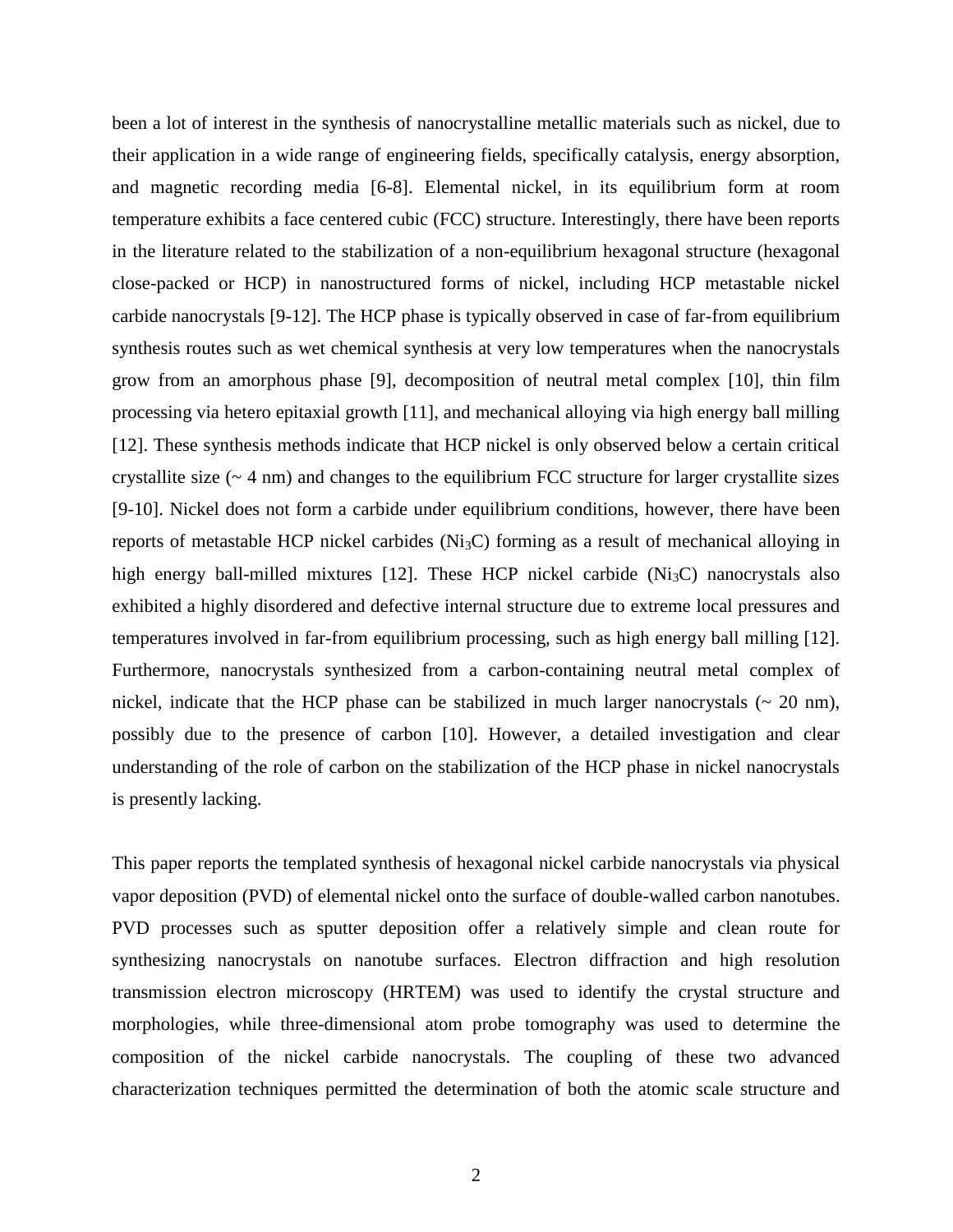been a lot of interest in the synthesis of nanocrystalline metallic materials such as nickel, due to their application in a wide range of engineering fields, specifically catalysis, energy absorption, and magnetic recording media [6-8]. Elemental nickel, in its equilibrium form at room temperature exhibits a face centered cubic (FCC) structure. Interestingly, there have been reports in the literature related to the stabilization of a non-equilibrium hexagonal structure (hexagonal close-packed or HCP) in nanostructured forms of nickel, including HCP metastable nickel carbide nanocrystals [9-12]. The HCP phase is typically observed in case of far-from equilibrium synthesis routes such as wet chemical synthesis at very low temperatures when the nanocrystals grow from an amorphous phase [9], decomposition of neutral metal complex [10], thin film processing via hetero epitaxial growth [11], and mechanical alloying via high energy ball milling [12]. These synthesis methods indicate that HCP nickel is only observed below a certain critical crystallite size (~ 4 nm) and changes to the equilibrium FCC structure for larger crystallite sizes [9-10]. Nickel does not form a carbide under equilibrium conditions, however, there have been reports of metastable HCP nickel carbides ($Ni_3C$) forming as a result of mechanical alloying in high energy ball-milled mixtures [12]. These HCP nickel carbide ($Ni_3C$) nanocrystals also exhibited a highly disordered and defective internal structure due to extreme local pressures and temperatures involved in far-from equilibrium processing, such as high energy ball milling [12]. Furthermore, nanocrystals synthesized from a carbon-containing neutral metal complex of nickel, indicate that the HCP phase can be stabilized in much larger nanocrystals (~ 20 nm), possibly due to the presence of carbon [10]. However, a detailed investigation and clear understanding of the role of carbon on the stabilization of the HCP phase in nickel nanocrystals is presently lacking.

This paper reports the templated synthesis of hexagonal nickel carbide nanocrystals via physical vapor deposition (PVD) of elemental nickel onto the surface of double-walled carbon nanotubes. PVD processes such as sputter deposition offer a relatively simple and clean route for synthesizing nanocrystals on nanotube surfaces. Electron diffraction and high resolution transmission electron microscopy (HRTEM) was used to identify the crystal structure and morphologies, while three-dimensional atom probe tomography was used to determine the composition of the nickel carbide nanocrystals. The coupling of these two advanced characterization techniques permitted the determination of both the atomic scale structure and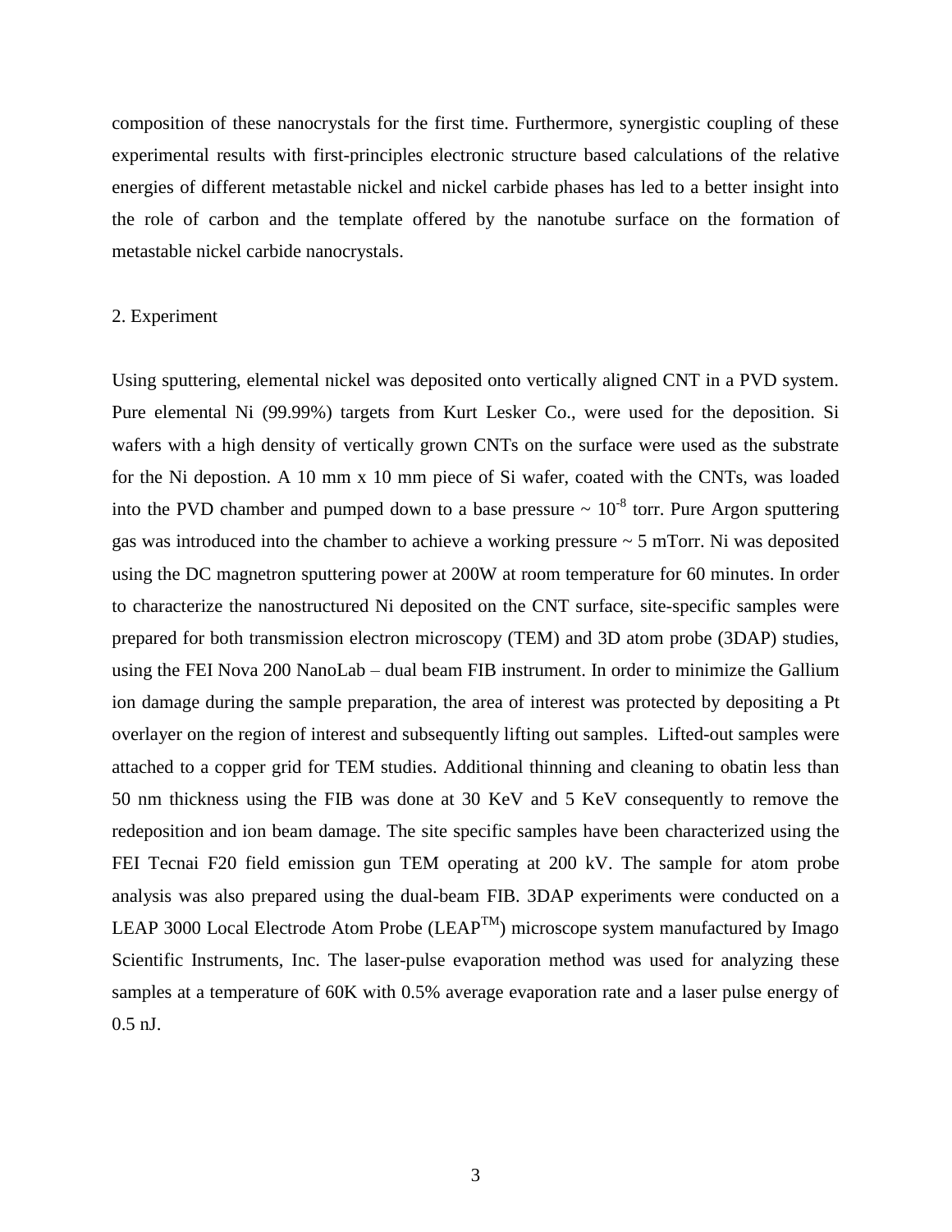composition of these nanocrystals for the first time. Furthermore, synergistic coupling of these experimental results with first-principles electronic structure based calculations of the relative energies of different metastable nickel and nickel carbide phases has led to a better insight into the role of carbon and the template offered by the nanotube surface on the formation of metastable nickel carbide nanocrystals.

## 2. Experiment

Using sputtering, elemental nickel was deposited onto vertically aligned CNT in a PVD system. Pure elemental Ni (99.99%) targets from Kurt Lesker Co., were used for the deposition. Si wafers with a high density of vertically grown CNTs on the surface were used as the substrate for the Ni depostion. A 10 mm x 10 mm piece of Si wafer, coated with the CNTs, was loaded into the PVD chamber and pumped down to a base pressure ~ $10^{-8}$ torr. Pure Argon sputtering gas was introduced into the chamber to achieve a working pressure ~ 5 mTorr. Ni was deposited using the DC magnetron sputtering power at 200W at room temperature for 60 minutes. In order to characterize the nanostructured Ni deposited on the CNT surface, site-specific samples were prepared for both transmission electron microscopy (TEM) and 3D atom probe (3DAP) studies, using the FEI Nova 200 NanoLab – dual beam FIB instrument. In order to minimize the Gallium ion damage during the sample preparation, the area of interest was protected by depositing a Pt overlayer on the region of interest and subsequently lifting out samples. Lifted-out samples were attached to a copper grid for TEM studies. Additional thinning and cleaning to obatin less than 50 nm thickness using the FIB was done at 30 KeV and 5 KeV consequently to remove the redeposition and ion beam damage. The site specific samples have been characterized using the FEI Tecnai F20 field emission gun TEM operating at 200 kV. The sample for atom probe analysis was also prepared using the dual-beam FIB. 3DAP experiments were conducted on a LEAP 3000 Local Electrode Atom Probe (LEAP$^{TM}$) microscope system manufactured by Imago Scientific Instruments, Inc. The laser-pulse evaporation method was used for analyzing these samples at a temperature of 60K with 0.5% average evaporation rate and a laser pulse energy of 0.5 nJ.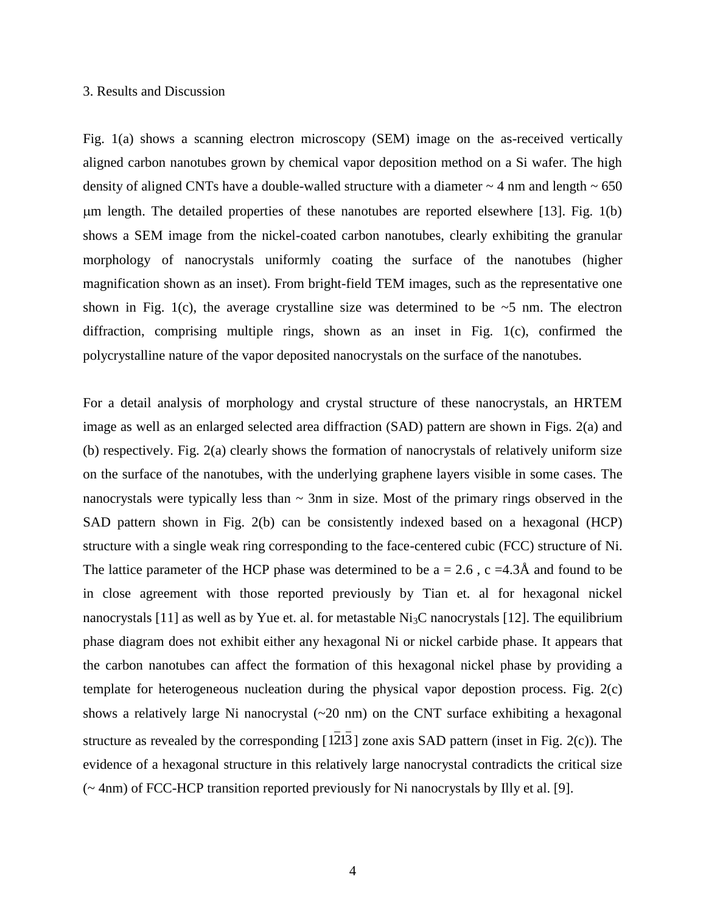## 3. Results and Discussion

Fig. 1(a) shows a scanning electron microscopy (SEM) image on the as-received vertically aligned carbon nanotubes grown by chemical vapor deposition method on a Si wafer. The high density of aligned CNTs have a double-walled structure with a diameter ~ 4 nm and length ~ 650 μm length. The detailed properties of these nanotubes are reported elsewhere [13]. Fig. 1(b) shows a SEM image from the nickel-coated carbon nanotubes, clearly exhibiting the granular morphology of nanocrystals uniformly coating the surface of the nanotubes (higher magnification shown as an inset). From bright-field TEM images, such as the representative one shown in Fig. 1(c), the average crystalline size was determined to be ~5 nm. The electron diffraction, comprising multiple rings, shown as an inset in Fig. 1(c), confirmed the polycrystalline nature of the vapor deposited nanocrystals on the surface of the nanotubes.

For a detail analysis of morphology and crystal structure of these nanocrystals, an HRTEM image as well as an enlarged selected area diffraction (SAD) pattern are shown in Figs. 2(a) and (b) respectively. Fig. 2(a) clearly shows the formation of nanocrystals of relatively uniform size on the surface of the nanotubes, with the underlying graphene layers visible in some cases. The nanocrystals were typically less than ~ 3nm in size. Most of the primary rings observed in the SAD pattern shown in Fig. 2(b) can be consistently indexed based on a hexagonal (HCP) structure with a single weak ring corresponding to the face-centered cubic (FCC) structure of Ni. The lattice parameter of the HCP phase was determined to be a = 2.6 , c =4.3Å and found to be in close agreement with those reported previously by Tian et. al for hexagonal nickel nanocrystals [11] as well as by Yue et. al. for metastable $Ni_3C$ nanocrystals [12]. The equilibrium phase diagram does not exhibit either any hexagonal Ni or nickel carbide phase. It appears that the carbon nanotubes can affect the formation of this hexagonal nickel phase by providing a template for heterogeneous nucleation during the physical vapor depostion process. Fig. 2(c) shows a relatively large Ni nanocrystal (~20 nm) on the CNT surface exhibiting a hexagonal structure as revealed by the corresponding $[1\bar{2}1\bar{3}]$ zone axis SAD pattern (inset in Fig. 2(c)). The evidence of a hexagonal structure in this relatively large nanocrystal contradicts the critical size (~ 4nm) of FCC-HCP transition reported previously for Ni nanocrystals by Illy et al. [9].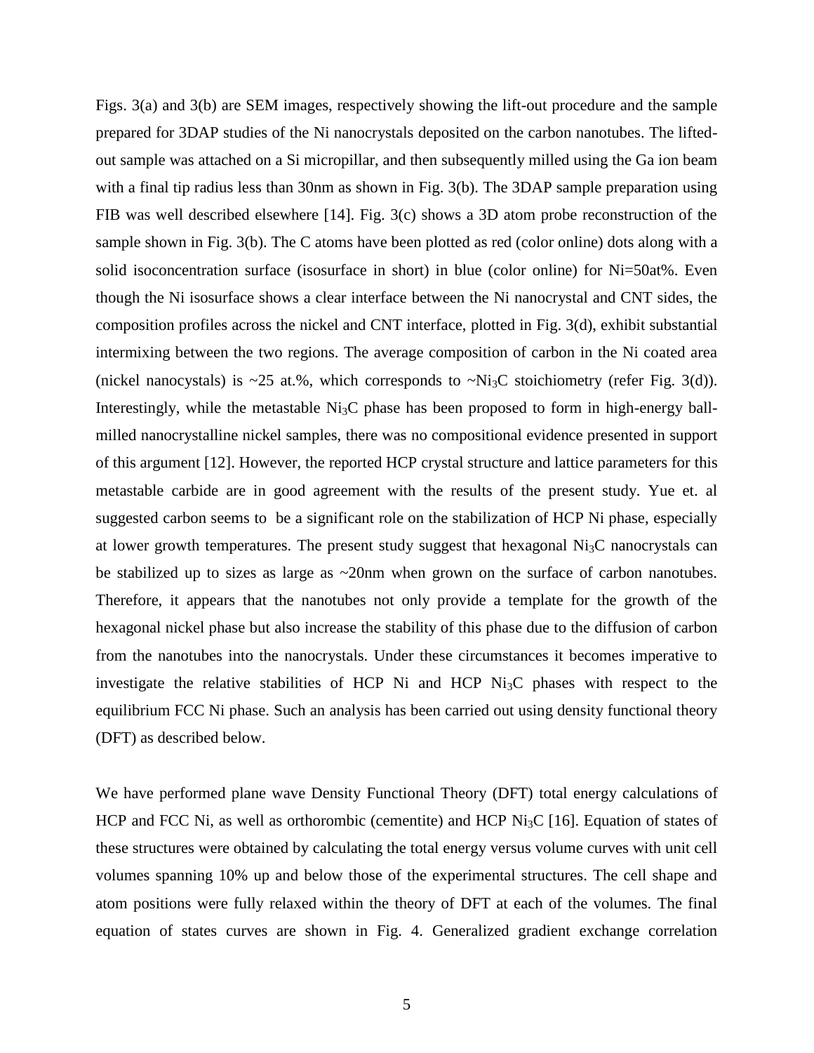Figs. 3(a) and 3(b) are SEM images, respectively showing the lift-out procedure and the sample prepared for 3DAP studies of the Ni nanocrystals deposited on the carbon nanotubes. The lifted-out sample was attached on a Si micropillar, and then subsequently milled using the Ga ion beam with a final tip radius less than 30nm as shown in Fig. 3(b). The 3DAP sample preparation using FIB was well described elsewhere [14]. Fig. 3(c) shows a 3D atom probe reconstruction of the sample shown in Fig. 3(b). The C atoms have been plotted as red (color online) dots along with a solid isoconcentration surface (isosurface in short) in blue (color online) for Ni=50at%. Even though the Ni isosurface shows a clear interface between the Ni nanocrystal and CNT sides, the composition profiles across the nickel and CNT interface, plotted in Fig. 3(d), exhibit substantial intermixing between the two regions. The average composition of carbon in the Ni coated area (nickel nanocystals) is ~25 at.%, which corresponds to ~$Ni_3C$ stoichiometry (refer Fig. 3(d)). Interestingly, while the metastable $Ni_3C$ phase has been proposed to form in high-energy ball-milled nanocrystalline nickel samples, there was no compositional evidence presented in support of this argument [12]. However, the reported HCP crystal structure and lattice parameters for this metastable carbide are in good agreement with the results of the present study. Yue et. al suggested carbon seems to be a significant role on the stabilization of HCP Ni phase, especially at lower growth temperatures. The present study suggest that hexagonal $Ni_3C$ nanocrystals can be stabilized up to sizes as large as ~20nm when grown on the surface of carbon nanotubes. Therefore, it appears that the nanotubes not only provide a template for the growth of the hexagonal nickel phase but also increase the stability of this phase due to the diffusion of carbon from the nanotubes into the nanocrystals. Under these circumstances it becomes imperative to investigate the relative stabilities of HCP Ni and HCP $Ni_3C$ phases with respect to the equilibrium FCC Ni phase. Such an analysis has been carried out using density functional theory (DFT) as described below.

We have performed plane wave Density Functional Theory (DFT) total energy calculations of HCP and FCC Ni, as well as orthorombic (cementite) and HCP $Ni_3C$ [16]. Equation of states of these structures were obtained by calculating the total energy versus volume curves with unit cell volumes spanning 10% up and below those of the experimental structures. The cell shape and atom positions were fully relaxed within the theory of DFT at each of the volumes. The final equation of states curves are shown in Fig. 4. Generalized gradient exchange correlation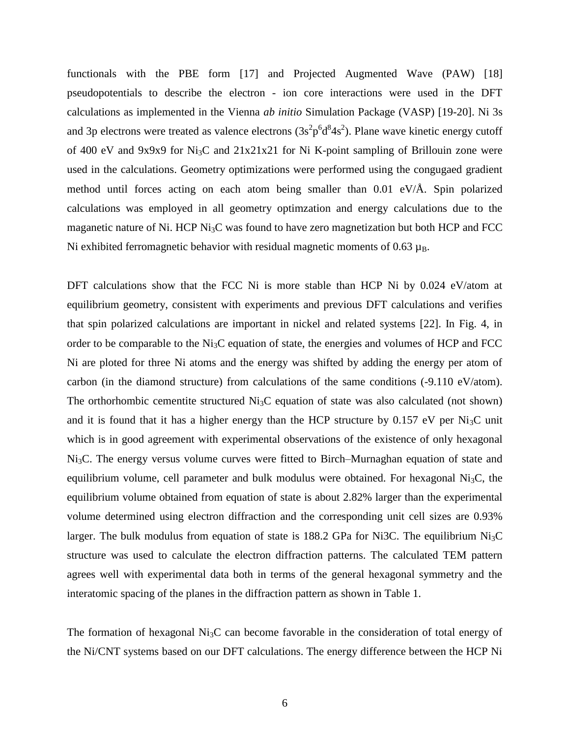functionals with the PBE form [17] and Projected Augmented Wave (PAW) [18] pseudopotentials to describe the electron - ion core interactions were used in the DFT calculations as implemented in the Vienna *ab initio* Simulation Package (VASP) [19-20]. Ni 3s and 3p electrons were treated as valence electrons ($3s^2p^6d^84s^2$). Plane wave kinetic energy cutoff of 400 eV and 9x9x9 for $Ni_3C$ and 21x21x21 for Ni K-point sampling of Brillouin zone were used in the calculations. Geometry optimizations were performed using the congugaed gradient method until forces acting on each atom being smaller than 0.01 eV/Å. Spin polarized calculations was employed in all geometry optimzation and energy calculations due to the maganetic nature of Ni. HCP $Ni_3C$ was found to have zero magnetization but both HCP and FCC Ni exhibited ferromagnetic behavior with residual magnetic moments of 0.63 $\mu_B$.

DFT calculations show that the FCC Ni is more stable than HCP Ni by 0.024 eV/atom at equilibrium geometry, consistent with experiments and previous DFT calculations and verifies that spin polarized calculations are important in nickel and related systems [22]. In Fig. 4, in order to be comparable to the $Ni_3C$ equation of state, the energies and volumes of HCP and FCC Ni are ploted for three Ni atoms and the energy was shifted by adding the energy per atom of carbon (in the diamond structure) from calculations of the same conditions (-9.110 eV/atom). The orthorhombic cementite structured $Ni_3C$ equation of state was also calculated (not shown) and it is found that it has a higher energy than the HCP structure by 0.157 eV per $Ni_3C$ unit which is in good agreement with experimental observations of the existence of only hexagonal $Ni_3C$. The energy versus volume curves were fitted to Birch–Murnaghan equation of state and equilibrium volume, cell parameter and bulk modulus were obtained. For hexagonal $Ni_3C$, the equilibrium volume obtained from equation of state is about 2.82% larger than the experimental volume determined using electron diffraction and the corresponding unit cell sizes are 0.93% larger. The bulk modulus from equation of state is 188.2 GPa for Ni3C. The equilibrium $Ni_3C$ structure was used to calculate the electron diffraction patterns. The calculated TEM pattern agrees well with experimental data both in terms of the general hexagonal symmetry and the interatomic spacing of the planes in the diffraction pattern as shown in Table 1.

The formation of hexagonal $Ni_3C$ can become favorable in the consideration of total energy of the Ni/CNT systems based on our DFT calculations. The energy difference between the HCP Ni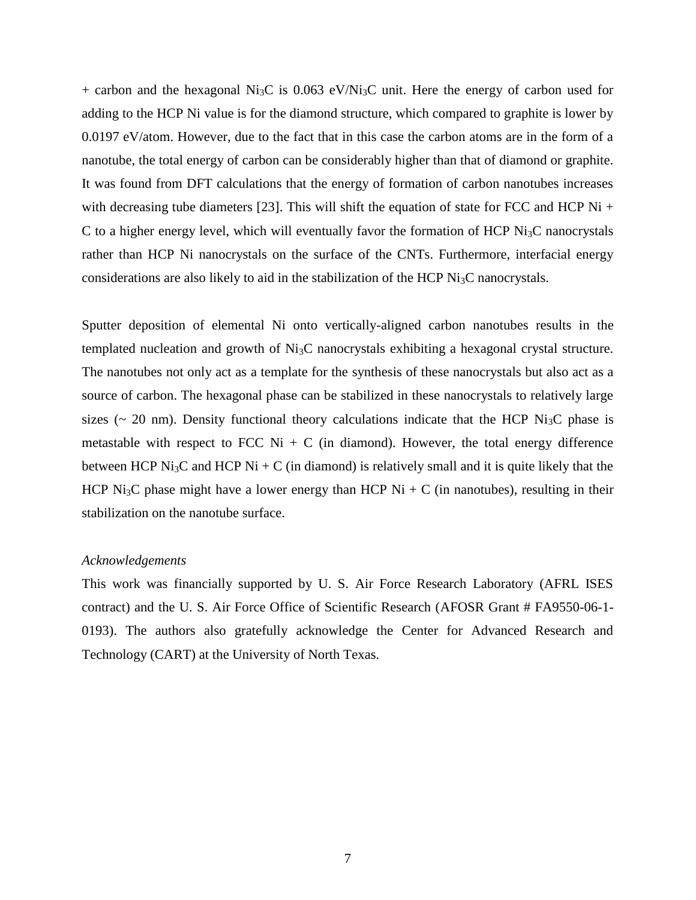+ carbon and the hexagonal $Ni_3C$ is 0.063 eV/$Ni_3C$ unit. Here the energy of carbon used for adding to the HCP Ni value is for the diamond structure, which compared to graphite is lower by 0.0197 eV/atom. However, due to the fact that in this case the carbon atoms are in the form of a nanotube, the total energy of carbon can be considerably higher than that of diamond or graphite. It was found from DFT calculations that the energy of formation of carbon nanotubes increases with decreasing tube diameters [23]. This will shift the equation of state for FCC and HCP Ni + C to a higher energy level, which will eventually favor the formation of HCP $Ni_3C$ nanocrystals rather than HCP Ni nanocrystals on the surface of the CNTs. Furthermore, interfacial energy considerations are also likely to aid in the stabilization of the HCP $Ni_3C$ nanocrystals.

Sputter deposition of elemental Ni onto vertically-aligned carbon nanotubes results in the templated nucleation and growth of $Ni_3C$ nanocrystals exhibiting a hexagonal crystal structure. The nanotubes not only act as a template for the synthesis of these nanocrystals but also act as a source of carbon. The hexagonal phase can be stabilized in these nanocrystals to relatively large sizes (~ 20 nm). Density functional theory calculations indicate that the HCP $Ni_3C$ phase is metastable with respect to FCC Ni + C (in diamond). However, the total energy difference between HCP $Ni_3C$ and HCP Ni + C (in diamond) is relatively small and it is quite likely that the HCP $Ni_3C$ phase might have a lower energy than HCP Ni + C (in nanotubes), resulting in their stabilization on the nanotube surface.

*Acknowledgements*

This work was financially supported by U. S. Air Force Research Laboratory (AFRL ISES contract) and the U. S. Air Force Office of Scientific Research (AFOSR Grant # FA9550-06-1-0193). The authors also gratefully acknowledge the Center for Advanced Research and Technology (CART) at the University of North Texas.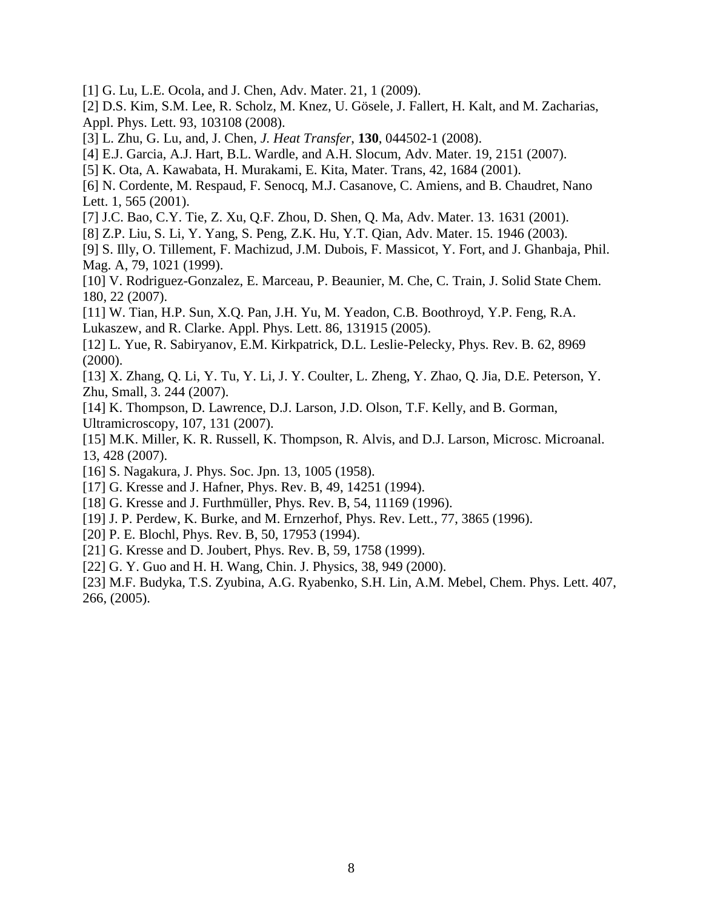[1] G. Lu, L.E. Ocola, and J. Chen, Adv. Mater. 21, 1 (2009).

[2] D.S. Kim, S.M. Lee, R. Scholz, M. Knez, U. Gösele, J. Fallert, H. Kalt, and M. Zacharias, Appl. Phys. Lett. 93, 103108 (2008).

[3] L. Zhu, G. Lu, and, J. Chen, *J. Heat Transfer*, **130**, 044502-1 (2008).

[4] E.J. Garcia, A.J. Hart, B.L. Wardle, and A.H. Slocum, Adv. Mater. 19, 2151 (2007).

[5] K. Ota, A. Kawabata, H. Murakami, E. Kita, Mater. Trans, 42, 1684 (2001).

[6] N. Cordente, M. Respaud, F. Senocq, M.J. Casanove, C. Amiens, and B. Chaudret, Nano Lett. 1, 565 (2001).

[7] J.C. Bao, C.Y. Tie, Z. Xu, Q.F. Zhou, D. Shen, Q. Ma, Adv. Mater. 13. 1631 (2001).

[8] Z.P. Liu, S. Li, Y. Yang, S. Peng, Z.K. Hu, Y.T. Qian, Adv. Mater. 15. 1946 (2003).

[9] S. Illy, O. Tillement, F. Machizud, J.M. Dubois, F. Massicot, Y. Fort, and J. Ghanbaja, Phil. Mag. A, 79, 1021 (1999).

[10] V. Rodriguez-Gonzalez, E. Marceau, P. Beaunier, M. Che, C. Train, J. Solid State Chem. 180, 22 (2007).

[11] W. Tian, H.P. Sun, X.Q. Pan, J.H. Yu, M. Yeadon, C.B. Boothroyd, Y.P. Feng, R.A. Lukaszew, and R. Clarke. Appl. Phys. Lett. 86, 131915 (2005).

[12] L. Yue, R. Sabiryanov, E.M. Kirkpatrick, D.L. Leslie-Pelecky, Phys. Rev. B. 62, 8969 (2000).

[13] X. Zhang, Q. Li, Y. Tu, Y. Li, J. Y. Coulter, L. Zheng, Y. Zhao, Q. Jia, D.E. Peterson, Y. Zhu, Small, 3. 244 (2007).

[14] K. Thompson, D. Lawrence, D.J. Larson, J.D. Olson, T.F. Kelly, and B. Gorman, Ultramicroscopy, 107, 131 (2007).

[15] M.K. Miller, K. R. Russell, K. Thompson, R. Alvis, and D.J. Larson, Microsc. Microanal. 13, 428 (2007).

[16] S. Nagakura, J. Phys. Soc. Jpn. 13, 1005 (1958).

[17] G. Kresse and J. Hafner, Phys. Rev. B, 49, 14251 (1994).

[18] G. Kresse and J. Furthmüller, Phys. Rev. B, 54, 11169 (1996).

[19] J. P. Perdew, K. Burke, and M. Ernzerhof, Phys. Rev. Lett., 77, 3865 (1996).

[20] P. E. Blochl, Phys. Rev. B, 50, 17953 (1994).

[21] G. Kresse and D. Joubert, Phys. Rev. B, 59, 1758 (1999).

[22] G. Y. Guo and H. H. Wang, Chin. J. Physics, 38, 949 (2000).

[23] M.F. Budyka, T.S. Zyubina, A.G. Ryabenko, S.H. Lin, A.M. Mebel, Chem. Phys. Lett. 407, 266, (2005).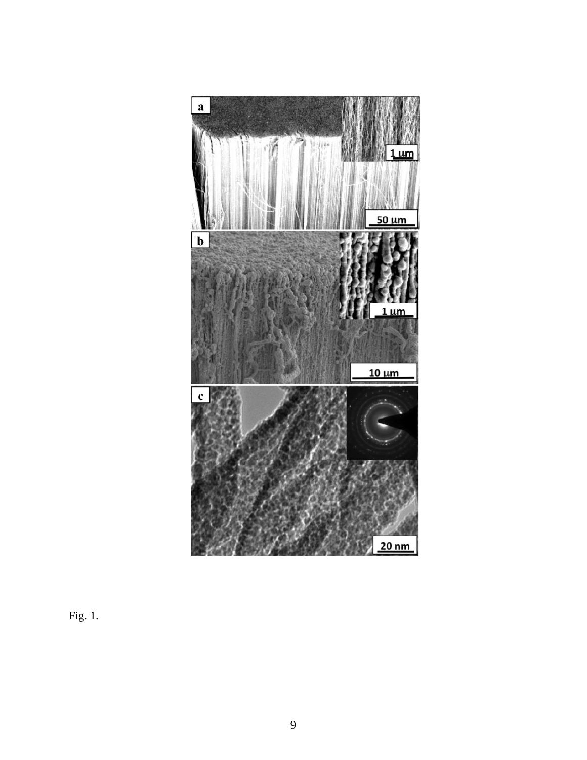Fig. 1.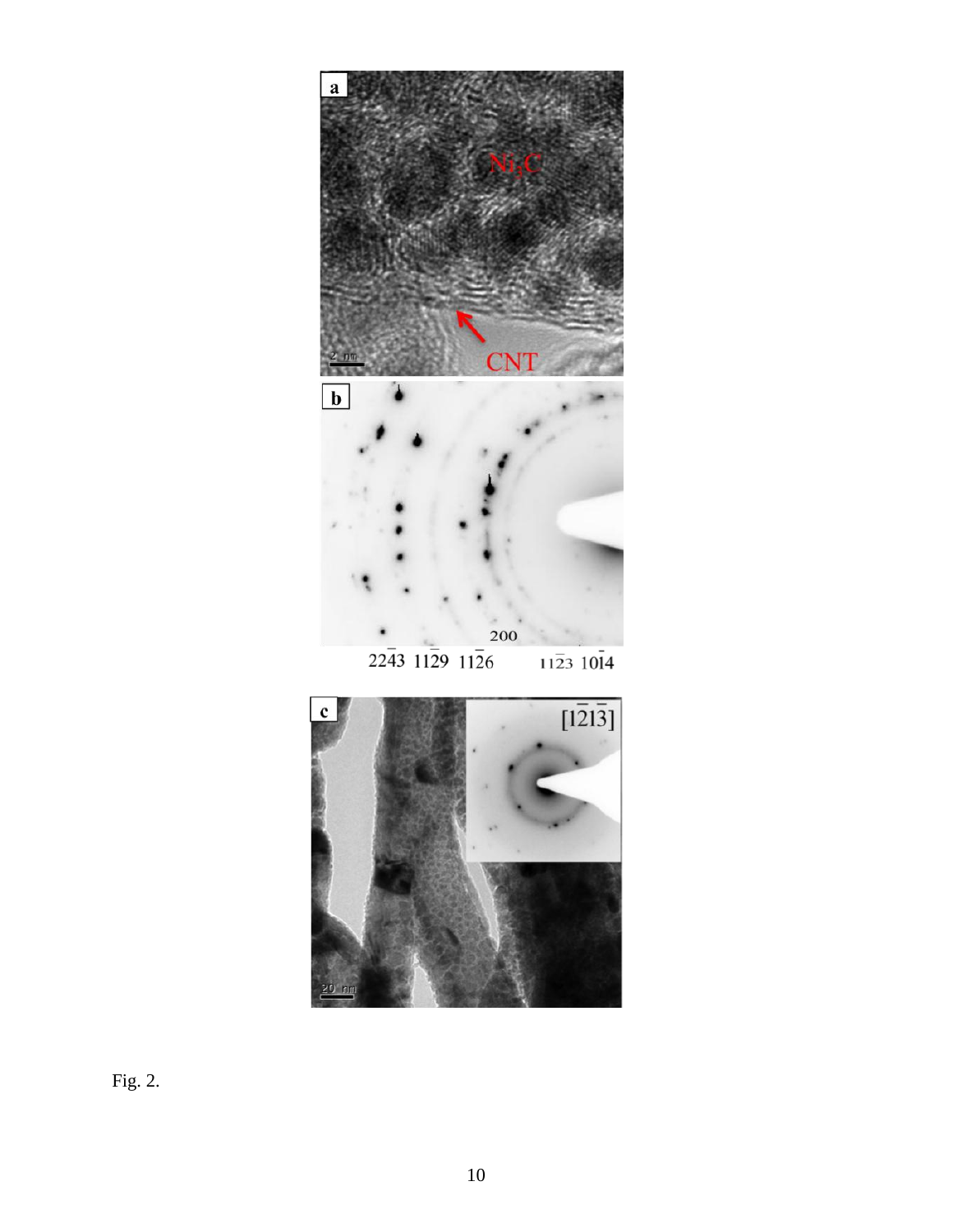Fig. 2.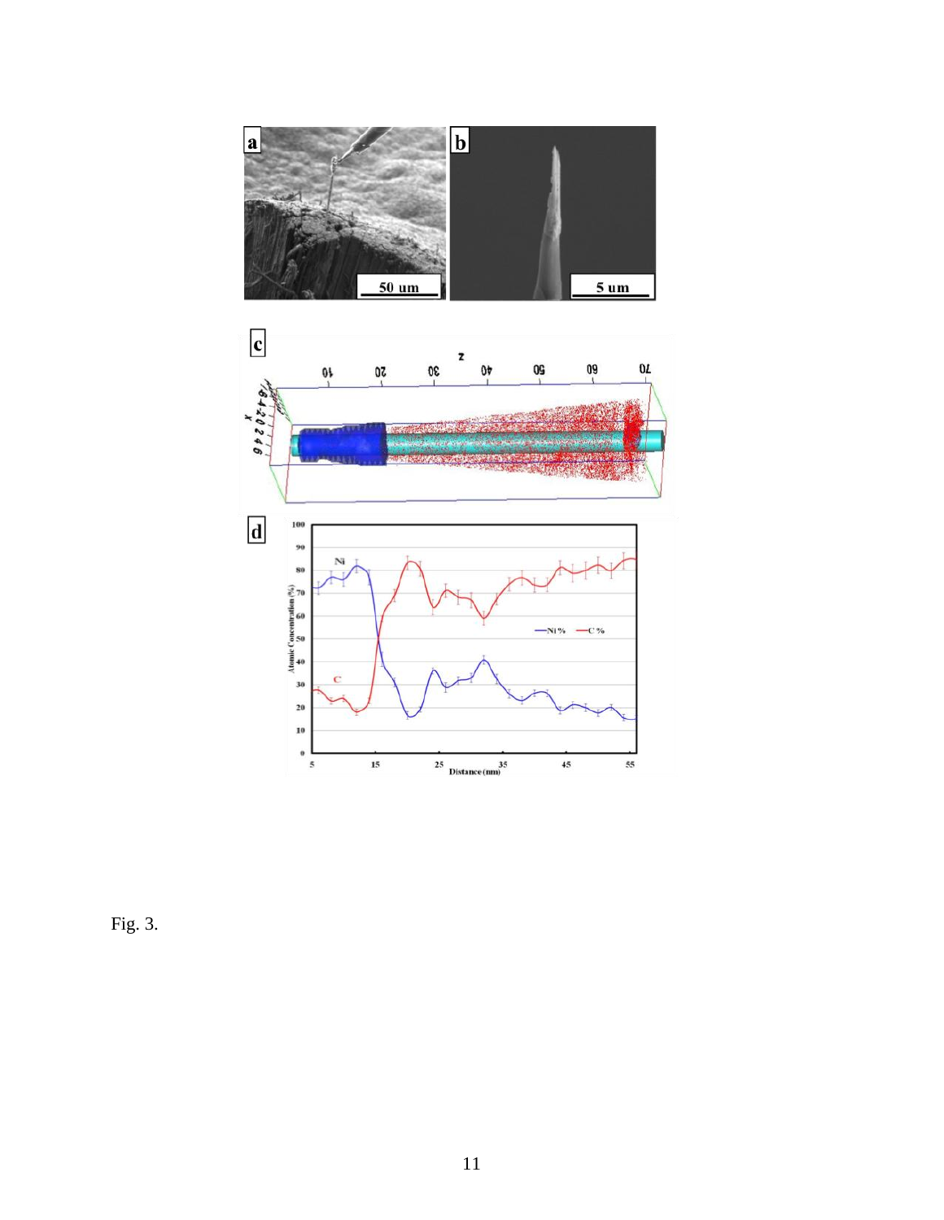Fig. 3.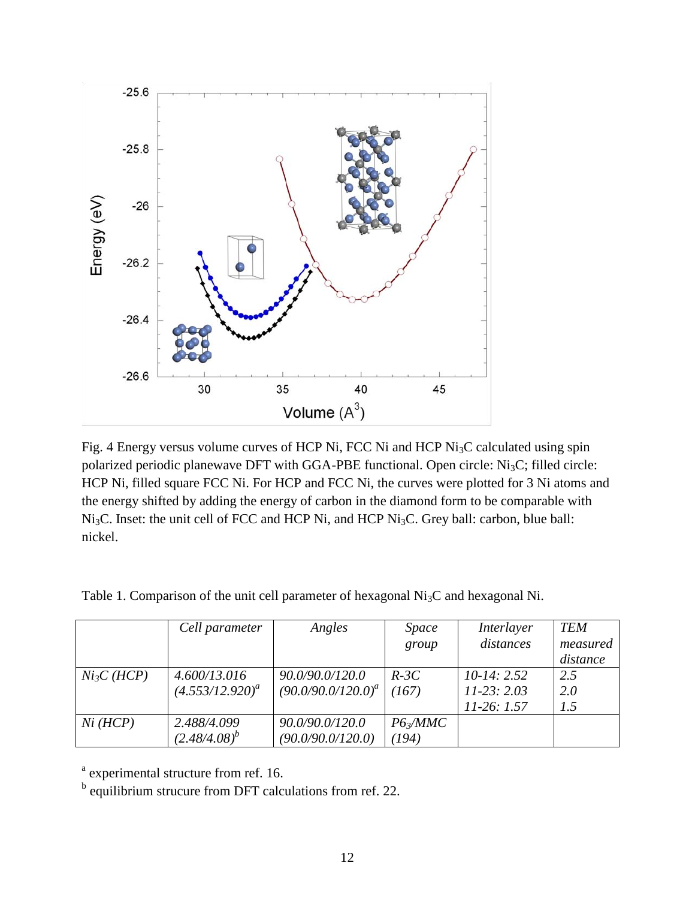-25.6
-25.8
-26
-26.2
-26.4
-26.6
Energy (eV)
30
35
40
45
Volume ($A^3$)

Fig. 4 Energy versus volume curves of HCP Ni, FCC Ni and HCP $Ni_3C$ calculated using spin polarized periodic planewave DFT with GGA-PBE functional. Open circle: $Ni_3C$; filled circle: HCP Ni, filled square FCC Ni. For HCP and FCC Ni, the curves were plotted for 3 Ni atoms and the energy shifted by adding the energy of carbon in the diamond form to be comparable with $Ni_3C$. Inset: the unit cell of FCC and HCP Ni, and HCP $Ni_3C$. Grey ball: carbon, blue ball: nickel.

Table 1. Comparison of the unit cell parameter of hexagonal $Ni_3C$ and hexagonal Ni.

| | *Cell parameter* | *Angles* | *Space group* | *Interlayer distances* | *TEM measured distance* |
|---|---|---|---|---|---|
| *$Ni_3C$ (HCP)* | *4.600/13.016 (4.553/12.920)*[a] | *90.0/90.0/120.0 (90.0/90.0/120.0)*[a] | *R-3C (167)* | *10-14: 2.52 11-23: 2.03 11-26: 1.57* | *2.5 2.0 1.5* |
| *Ni (HCP)* | *2.488/4.099 (2.48/4.08)*[b] | *90.0/90.0/120.0 (90.0/90.0/120.0)* | *$P6_3$/MMC (194)* | | |

[a] experimental structure from ref. 16.

[b] equilibrium strucure from DFT calculations from ref. 22.